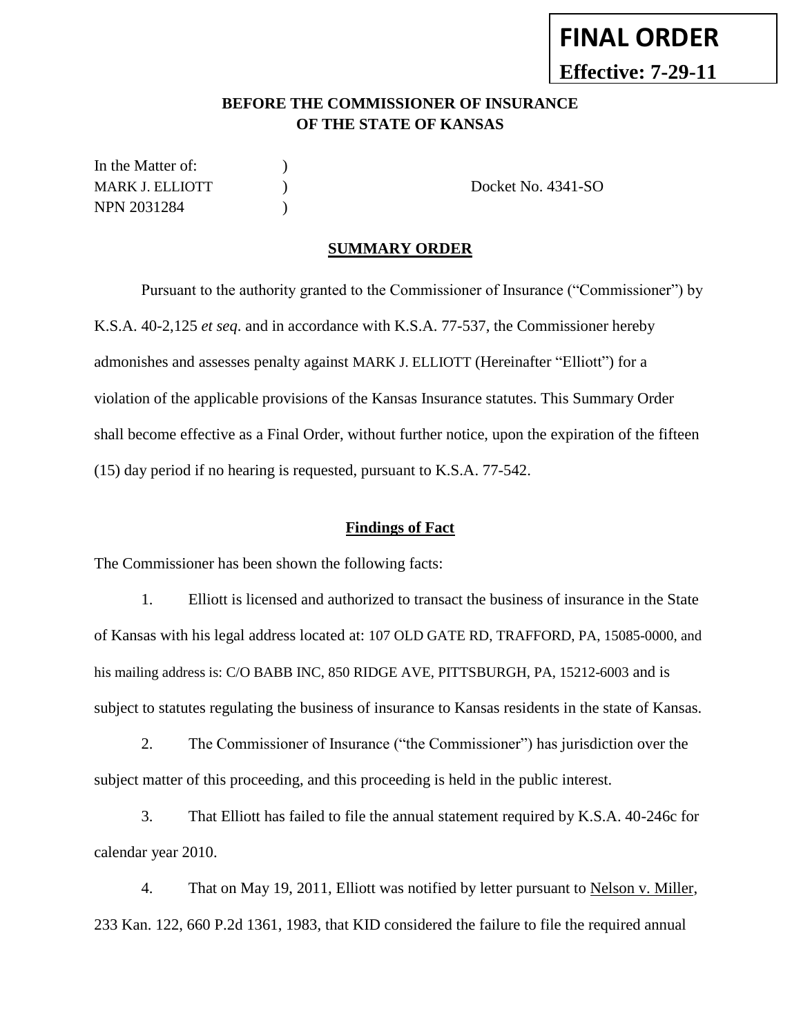**FINAL ORDER**
**Effective: 7-29-11**

**BEFORE THE COMMISSIONER OF INSURANCE**
**OF THE STATE OF KANSAS**

| | | |
|---|---|---|
| In the Matter of: | ) | |
| MARK J. ELLIOTT | ) | Docket No. 4341-SO |
| NPN 2031284 | ) | |

**SUMMARY ORDER**

Pursuant to the authority granted to the Commissioner of Insurance ("Commissioner") by K.S.A. 40-2,125 *et seq*. and in accordance with K.S.A. 77-537, the Commissioner hereby admonishes and assesses penalty against MARK J. ELLIOTT (Hereinafter "Elliott") for a violation of the applicable provisions of the Kansas Insurance statutes. This Summary Order shall become effective as a Final Order, without further notice, upon the expiration of the fifteen (15) day period if no hearing is requested, pursuant to K.S.A. 77-542.

**Findings of Fact**

The Commissioner has been shown the following facts:

1. Elliott is licensed and authorized to transact the business of insurance in the State of Kansas with his legal address located at: 107 OLD GATE RD, TRAFFORD, PA, 15085-0000, and his mailing address is: C/O BABB INC, 850 RIDGE AVE, PITTSBURGH, PA, 15212-6003 and is subject to statutes regulating the business of insurance to Kansas residents in the state of Kansas.

2. The Commissioner of Insurance ("the Commissioner") has jurisdiction over the subject matter of this proceeding, and this proceeding is held in the public interest.

3. That Elliott has failed to file the annual statement required by K.S.A. 40-246c for calendar year 2010.

4. That on May 19, 2011, Elliott was notified by letter pursuant to Nelson v. Miller, 233 Kan. 122, 660 P.2d 1361, 1983, that KID considered the failure to file the required annual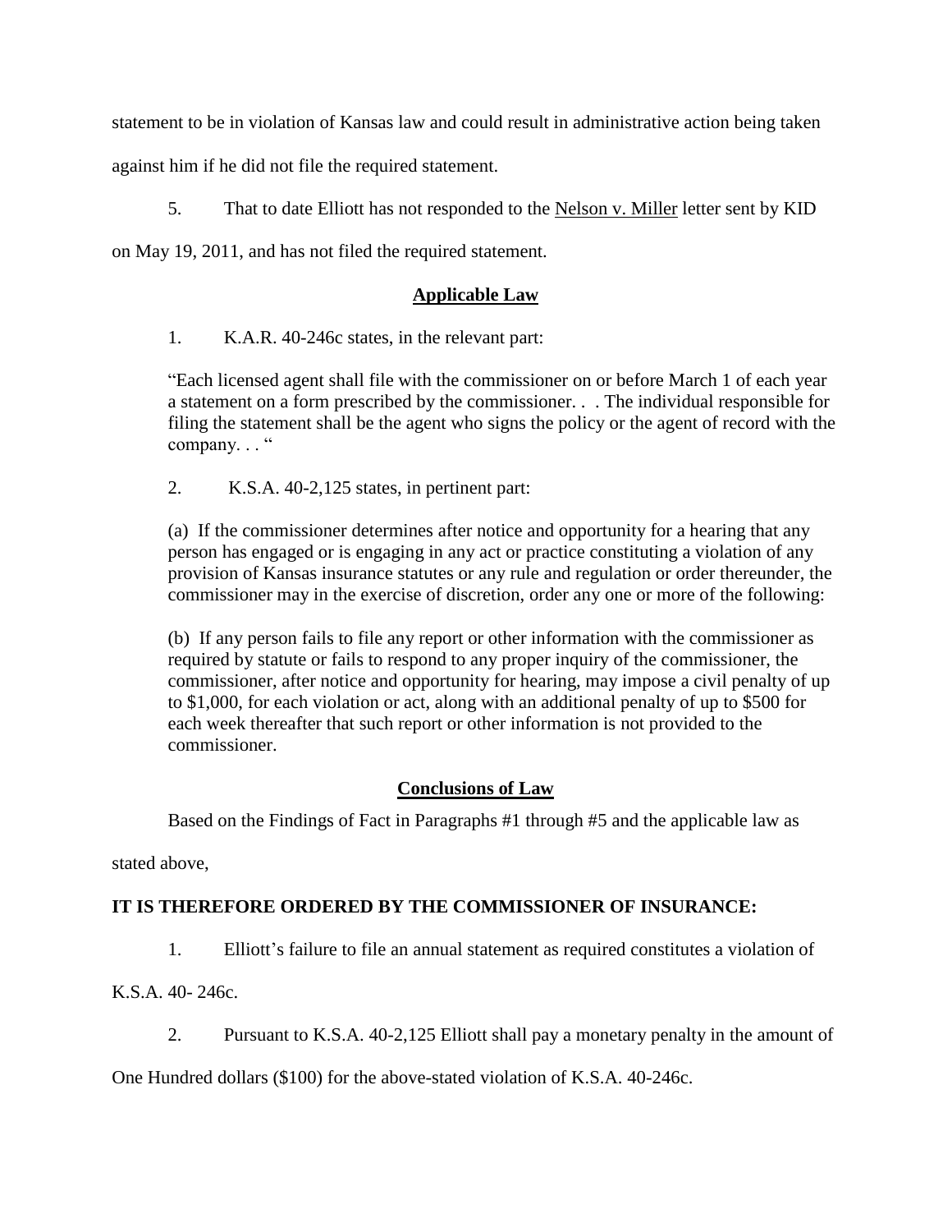statement to be in violation of Kansas law and could result in administrative action being taken against him if he did not file the required statement.

5. That to date Elliott has not responded to the Nelson v. Miller letter sent by KID on May 19, 2011, and has not filed the required statement.

## Applicable Law

1. K.A.R. 40-246c states, in the relevant part:

> "Each licensed agent shall file with the commissioner on or before March 1 of each year a statement on a form prescribed by the commissioner. . . The individual responsible for filing the statement shall be the agent who signs the policy or the agent of record with the company. . . "

2. K.S.A. 40-2,125 states, in pertinent part:

> (a) If the commissioner determines after notice and opportunity for a hearing that any person has engaged or is engaging in any act or practice constituting a violation of any provision of Kansas insurance statutes or any rule and regulation or order thereunder, the commissioner may in the exercise of discretion, order any one or more of the following:
>
> (b) If any person fails to file any report or other information with the commissioner as required by statute or fails to respond to any proper inquiry of the commissioner, the commissioner, after notice and opportunity for hearing, may impose a civil penalty of up to $1,000, for each violation or act, along with an additional penalty of up to $500 for each week thereafter that such report or other information is not provided to the commissioner.

## Conclusions of Law

Based on the Findings of Fact in Paragraphs #1 through #5 and the applicable law as stated above,

**IT IS THEREFORE ORDERED BY THE COMMISSIONER OF INSURANCE:**

1. Elliott's failure to file an annual statement as required constitutes a violation of K.S.A. 40- 246c.

2. Pursuant to K.S.A. 40-2,125 Elliott shall pay a monetary penalty in the amount of One Hundred dollars ($100) for the above-stated violation of K.S.A. 40-246c.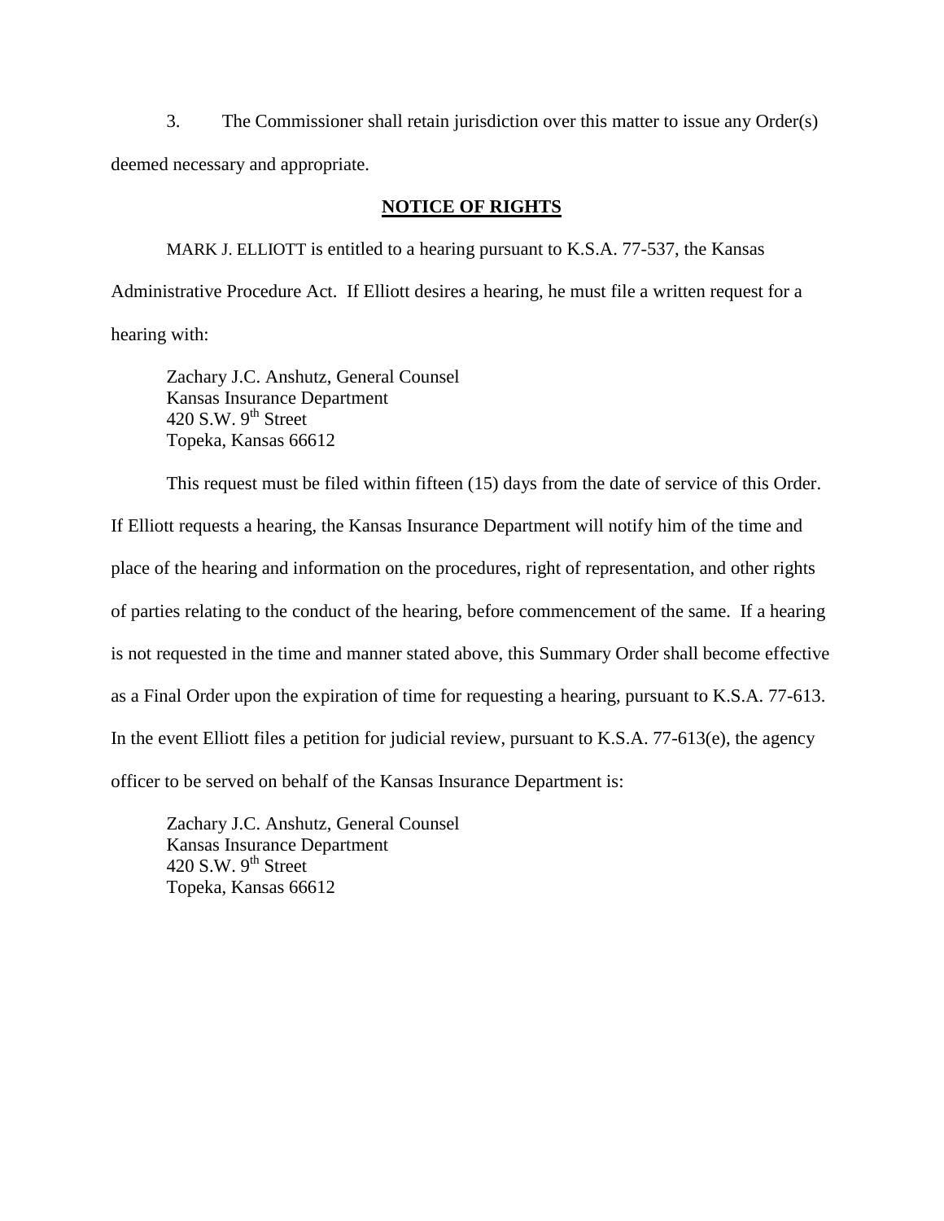3. The Commissioner shall retain jurisdiction over this matter to issue any Order(s) deemed necessary and appropriate.

**NOTICE OF RIGHTS**

MARK J. ELLIOTT is entitled to a hearing pursuant to K.S.A. 77-537, the Kansas Administrative Procedure Act. If Elliott desires a hearing, he must file a written request for a hearing with:

Zachary J.C. Anshutz, General Counsel
Kansas Insurance Department
420 S.W. 9th Street
Topeka, Kansas 66612

This request must be filed within fifteen (15) days from the date of service of this Order. If Elliott requests a hearing, the Kansas Insurance Department will notify him of the time and place of the hearing and information on the procedures, right of representation, and other rights of parties relating to the conduct of the hearing, before commencement of the same. If a hearing is not requested in the time and manner stated above, this Summary Order shall become effective as a Final Order upon the expiration of time for requesting a hearing, pursuant to K.S.A. 77-613. In the event Elliott files a petition for judicial review, pursuant to K.S.A. 77-613(e), the agency officer to be served on behalf of the Kansas Insurance Department is:

Zachary J.C. Anshutz, General Counsel
Kansas Insurance Department
420 S.W. 9th Street
Topeka, Kansas 66612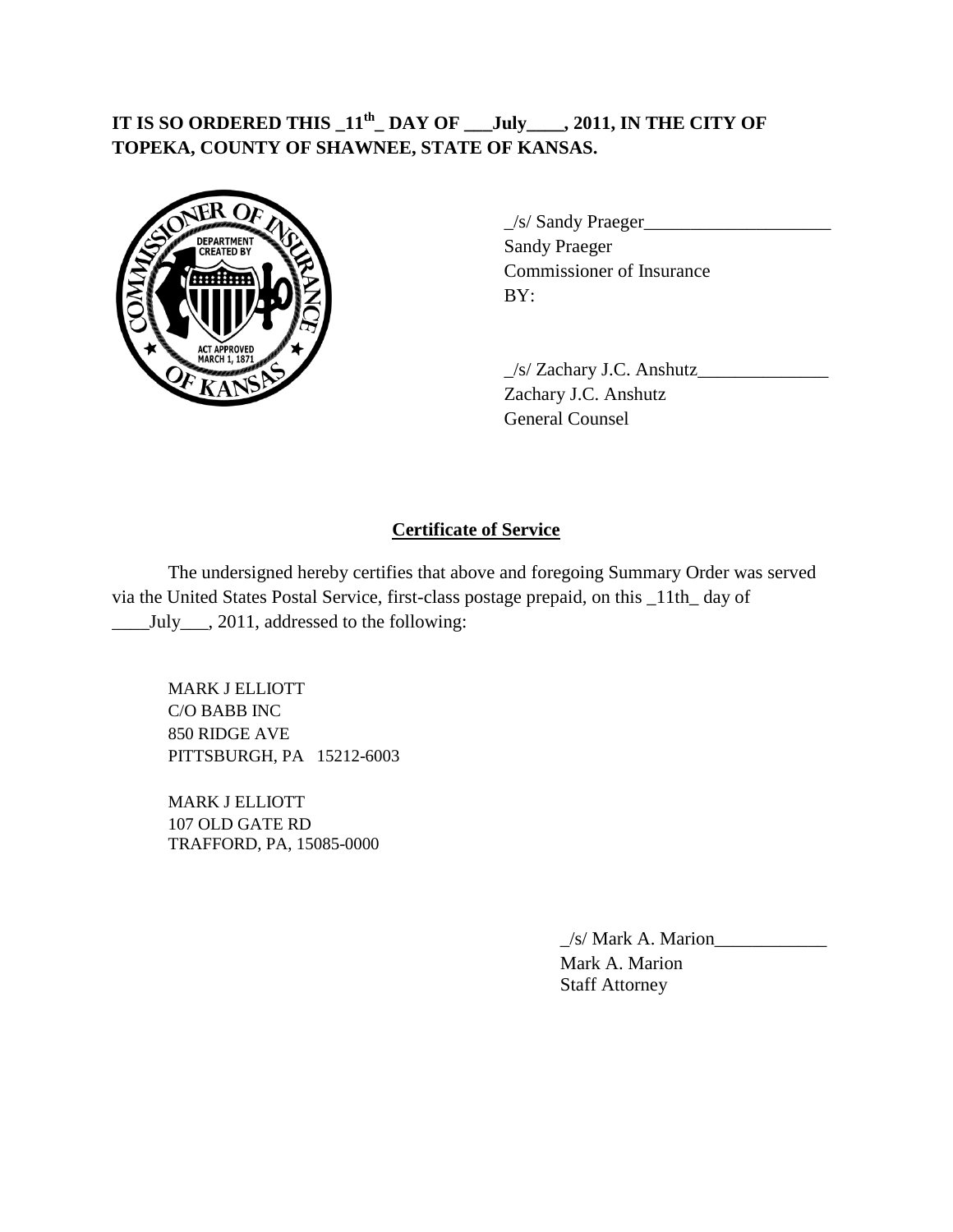**IT IS SO ORDERED THIS _11th_ DAY OF ___July____, 2011, IN THE CITY OF TOPEKA, COUNTY OF SHAWNEE, STATE OF KANSAS.**

_/s/ Sandy Praeger____________________
Sandy Praeger
Commissioner of Insurance
BY:

_/s/ Zachary J.C. Anshutz______________
Zachary J.C. Anshutz
General Counsel

## Certificate of Service

The undersigned hereby certifies that above and foregoing Summary Order was served via the United States Postal Service, first-class postage prepaid, on this _11th_ day of ____July___, 2011, addressed to the following:

MARK J ELLIOTT
C/O BABB INC
850 RIDGE AVE
PITTSBURGH, PA 15212-6003

MARK J ELLIOTT
107 OLD GATE RD
TRAFFORD, PA, 15085-0000

_/s/ Mark A. Marion____________
Mark A. Marion
Staff Attorney